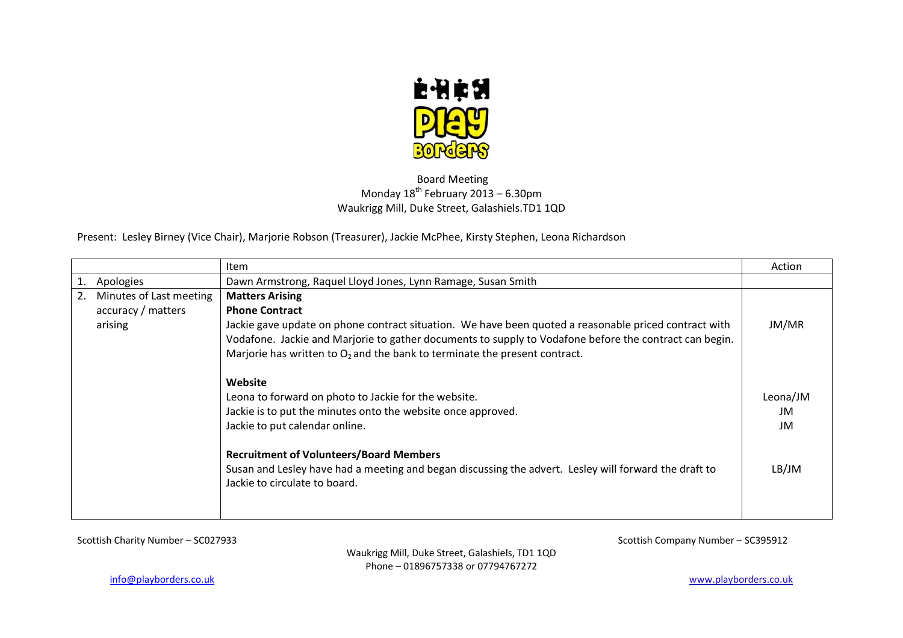Board Meeting
Monday 18th February 2013 – 6.30pm
Waukrigg Mill, Duke Street, Galashiels.TD1 1QD

Present: Lesley Birney (Vice Chair), Marjorie Robson (Treasurer), Jackie McPhee, Kirsty Stephen, Leona Richardson

| | Item | Action |
|---|---|---|
| 1. Apologies | Dawn Armstrong, Raquel Lloyd Jones, Lynn Ramage, Susan Smith | |
| 2. Minutes of Last meeting accuracy / matters arising | **Matters Arising**<br>**Phone Contract**<br>Jackie gave update on phone contract situation. We have been quoted a reasonable priced contract with Vodafone. Jackie and Marjorie to gather documents to supply to Vodafone before the contract can begin. Marjorie has written to $O_2$ and the bank to terminate the present contract. | JM/MR |
| | **Website**<br>Leona to forward on photo to Jackie for the website.<br>Jackie is to put the minutes onto the website once approved.<br>Jackie to put calendar online. | Leona/JM<br>JM<br>JM |
| | **Recruitment of Volunteers/Board Members**<br>Susan and Lesley have had a meeting and began discussing the advert. Lesley will forward the draft to Jackie to circulate to board. | LB/JM |

Scottish Charity Number – SC027933

Scottish Company Number – SC395912

Waukrigg Mill, Duke Street, Galashiels, TD1 1QD
Phone – 01896757338 or 07794767272

info@playborders.co.uk

www.playborders.co.uk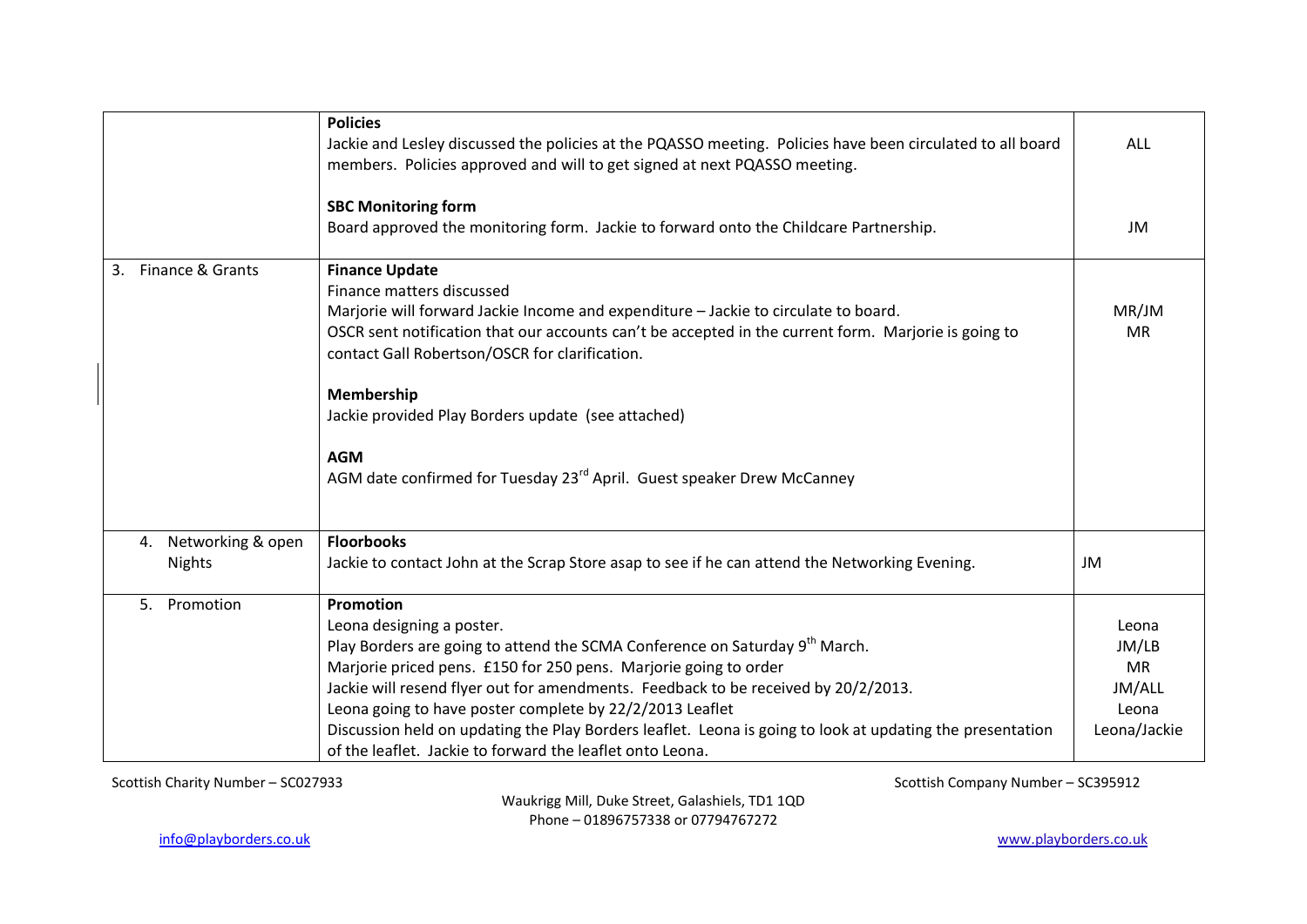| | | |
|---|---|---|
| | **Policies**<br>Jackie and Lesley discussed the policies at the PQASSO meeting. Policies have been circulated to all board members. Policies approved and will to get signed at next PQASSO meeting.<br><br>**SBC Monitoring form**<br>Board approved the monitoring form. Jackie to forward onto the Childcare Partnership. | ALL<br><br><br><br>JM |
| 3. Finance & Grants | **Finance Update**<br>Finance matters discussed<br>Marjorie will forward Jackie Income and expenditure – Jackie to circulate to board.<br>OSCR sent notification that our accounts can't be accepted in the current form. Marjorie is going to contact Gall Robertson/OSCR for clarification.<br><br>**Membership**<br>Jackie provided Play Borders update (see attached)<br><br>**AGM**<br>AGM date confirmed for Tuesday 23rd April. Guest speaker Drew McCanney | <br><br>MR/JM<br>MR |
| 4. Networking & open Nights | **Floorbooks**<br>Jackie to contact John at the Scrap Store asap to see if he can attend the Networking Evening. | JM |
| 5. Promotion | **Promotion**<br>Leona designing a poster.<br>Play Borders are going to attend the SCMA Conference on Saturday 9th March.<br>Marjorie priced pens. £150 for 250 pens. Marjorie going to order<br>Jackie will resend flyer out for amendments. Feedback to be received by 20/2/2013.<br>Leona going to have poster complete by 22/2/2013 Leaflet<br>Discussion held on updating the Play Borders leaflet. Leona is going to look at updating the presentation of the leaflet. Jackie to forward the leaflet onto Leona. | <br>Leona<br>JM/LB<br>MR<br>JM/ALL<br>Leona<br>Leona/Jackie |

Scottish Charity Number – SC027933

Scottish Company Number – SC395912

Waukrigg Mill, Duke Street, Galashiels, TD1 1QD
Phone – 01896757338 or 07794767272

info@playborders.co.uk

www.playborders.co.uk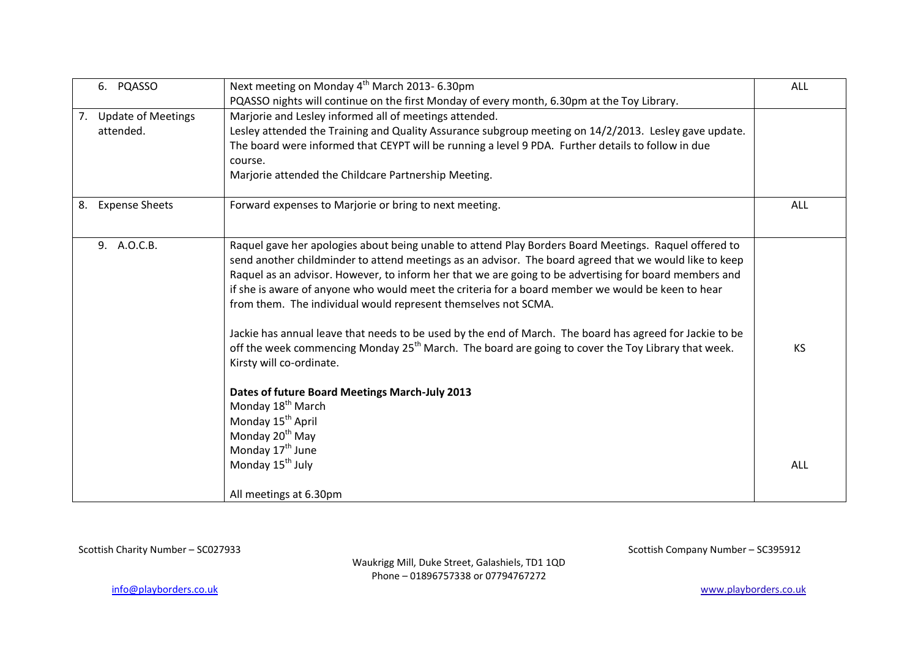| | | |
|---|---|---|
| 6. PQASSO | Next meeting on Monday 4th March 2013- 6.30pm<br>PQASSO nights will continue on the first Monday of every month, 6.30pm at the Toy Library. | ALL |
| 7. Update of Meetings attended. | Marjorie and Lesley informed all of meetings attended.<br>Lesley attended the Training and Quality Assurance subgroup meeting on 14/2/2013. Lesley gave update. The board were informed that CEYPT will be running a level 9 PDA. Further details to follow in due course.<br>Marjorie attended the Childcare Partnership Meeting. | |
| 8. Expense Sheets | Forward expenses to Marjorie or bring to next meeting. | ALL |
| 9. A.O.C.B. | Raquel gave her apologies about being unable to attend Play Borders Board Meetings. Raquel offered to send another childminder to attend meetings as an advisor. The board agreed that we would like to keep Raquel as an advisor. However, to inform her that we are going to be advertising for board members and if she is aware of anyone who would meet the criteria for a board member we would be keen to hear from them. The individual would represent themselves not SCMA.<br><br>Jackie has annual leave that needs to be used by the end of March. The board has agreed for Jackie to be off the week commencing Monday 25th March. The board are going to cover the Toy Library that week. Kirsty will co-ordinate.<br><br>**Dates of future Board Meetings March-July 2013**<br>Monday 18th March<br>Monday 15th April<br>Monday 20th May<br>Monday 17th June<br>Monday 15th July<br><br>All meetings at 6.30pm | KS<br><br>ALL |

Scottish Charity Number – SC027933

Scottish Company Number – SC395912

Waukrigg Mill, Duke Street, Galashiels, TD1 1QD
Phone – 01896757338 or 07794767272

info@playborders.co.uk

www.playborders.co.uk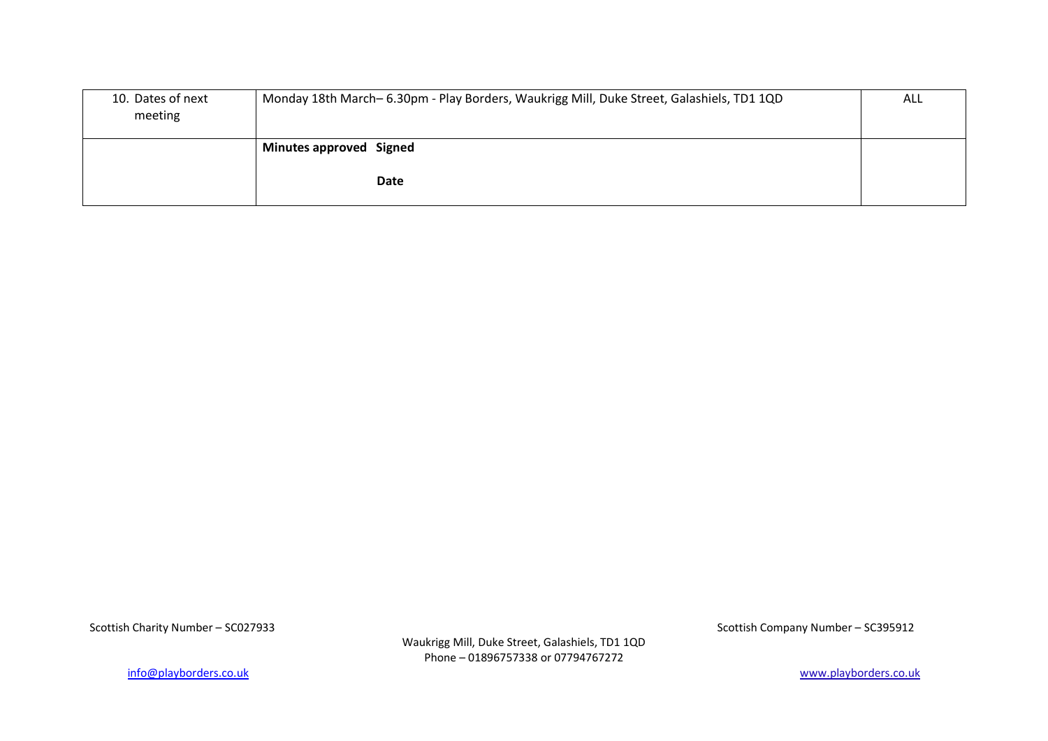| | | |
|---|---|---|
| 10. Dates of next meeting | Monday 18th March– 6.30pm - Play Borders, Waukrigg Mill, Duke Street, Galashiels, TD1 1QD | ALL |
| | **Minutes approved Signed**<br><br>**Date** | |

Scottish Charity Number – SC027933

Scottish Company Number – SC395912

Waukrigg Mill, Duke Street, Galashiels, TD1 1QD
Phone – 01896757338 or 07794767272

info@playborders.co.uk

www.playborders.co.uk